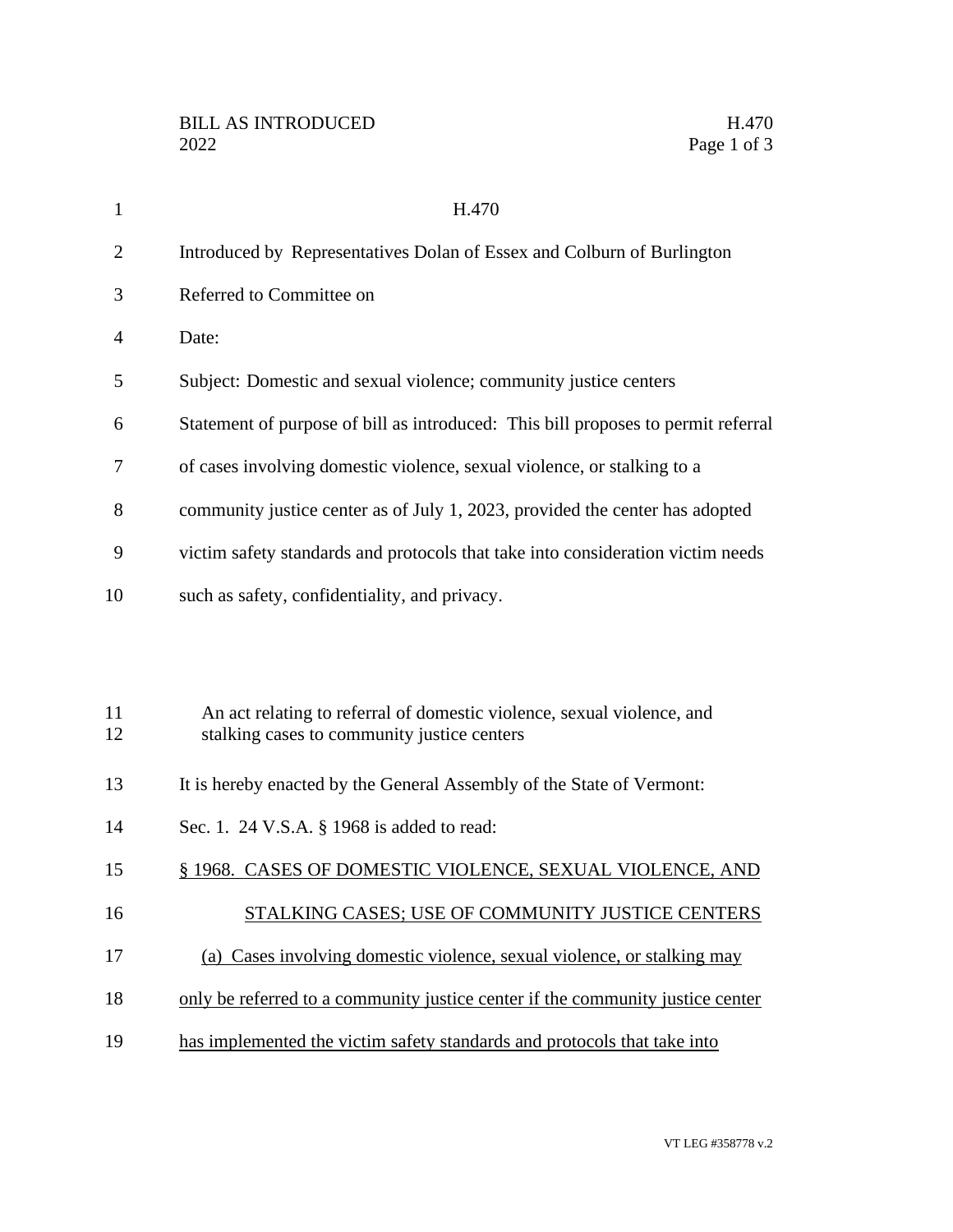# H.470

Introduced by Representatives Dolan of Essex and Colburn of Burlington

Referred to Committee on

Date:

Subject: Domestic and sexual violence; community justice centers

Statement of purpose of bill as introduced: This bill proposes to permit referral of cases involving domestic violence, sexual violence, or stalking to a community justice center as of July 1, 2023, provided the center has adopted victim safety standards and protocols that take into consideration victim needs such as safety, confidentiality, and privacy.

An act relating to referral of domestic violence, sexual violence, and stalking cases to community justice centers

It is hereby enacted by the General Assembly of the State of Vermont:

Sec. 1. 24 V.S.A. § 1968 is added to read:

§ 1968. CASES OF DOMESTIC VIOLENCE, SEXUAL VIOLENCE, AND STALKING CASES; USE OF COMMUNITY JUSTICE CENTERS

(a) Cases involving domestic violence, sexual violence, or stalking may only be referred to a community justice center if the community justice center has implemented the victim safety standards and protocols that take into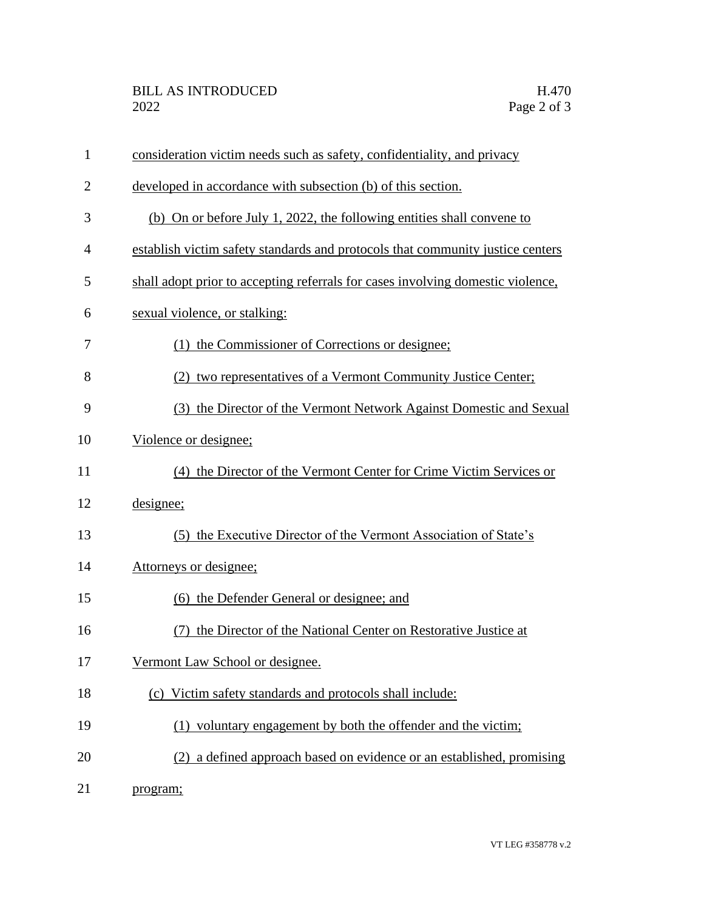consideration victim needs such as safety, confidentiality, and privacy developed in accordance with subsection (b) of this section.

(b) On or before July 1, 2022, the following entities shall convene to establish victim safety standards and protocols that community justice centers shall adopt prior to accepting referrals for cases involving domestic violence, sexual violence, or stalking:

(1) the Commissioner of Corrections or designee;

(2) two representatives of a Vermont Community Justice Center;

(3) the Director of the Vermont Network Against Domestic and Sexual Violence or designee;

(4) the Director of the Vermont Center for Crime Victim Services or designee;

(5) the Executive Director of the Vermont Association of State's Attorneys or designee;

(6) the Defender General or designee; and

(7) the Director of the National Center on Restorative Justice at Vermont Law School or designee.

(c) Victim safety standards and protocols shall include:

(1) voluntary engagement by both the offender and the victim;

(2) a defined approach based on evidence or an established, promising program;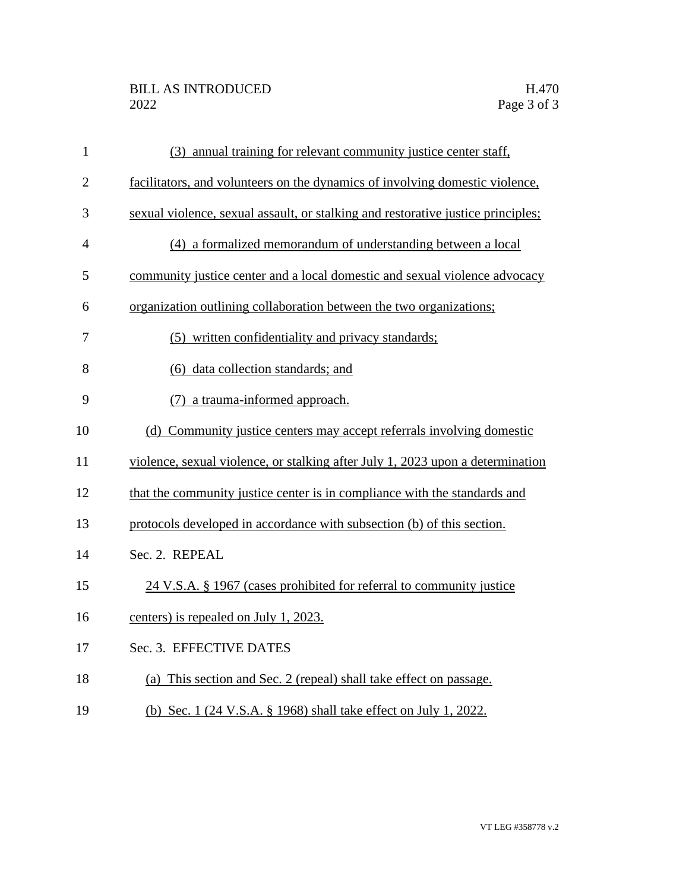(3) annual training for relevant community justice center staff, facilitators, and volunteers on the dynamics of involving domestic violence, sexual violence, sexual assault, or stalking and restorative justice principles;

(4) a formalized memorandum of understanding between a local community justice center and a local domestic and sexual violence advocacy organization outlining collaboration between the two organizations;

(5) written confidentiality and privacy standards;

(6) data collection standards; and

(7) a trauma-informed approach.

(d) Community justice centers may accept referrals involving domestic violence, sexual violence, or stalking after July 1, 2023 upon a determination that the community justice center is in compliance with the standards and protocols developed in accordance with subsection (b) of this section.

Sec. 2. REPEAL

24 V.S.A. § 1967 (cases prohibited for referral to community justice centers) is repealed on July 1, 2023.

Sec. 3. EFFECTIVE DATES

(a) This section and Sec. 2 (repeal) shall take effect on passage.

(b) Sec. 1 (24 V.S.A. § 1968) shall take effect on July 1, 2022.